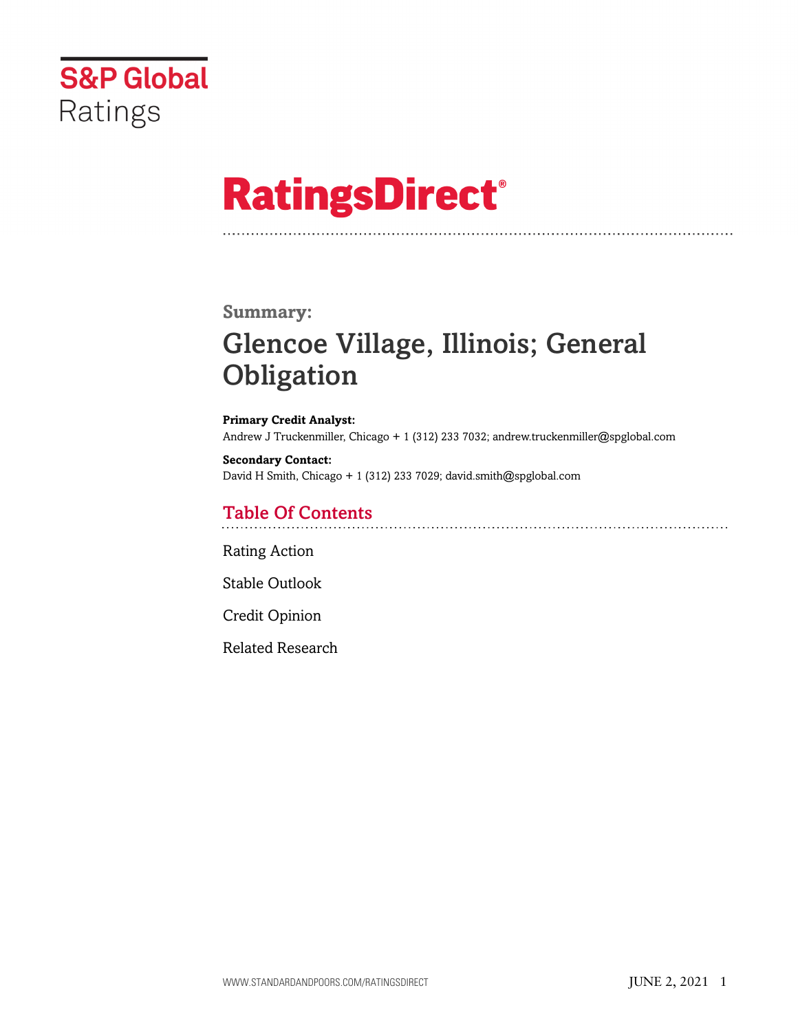S&P Global Ratings

# RatingsDirect®

## Summary:

# Glencoe Village, Illinois; General Obligation

**Primary Credit Analyst:**
Andrew J Truckenmiller, Chicago + 1 (312) 233 7032; andrew.truckenmiller@spglobal.com

**Secondary Contact:**
David H Smith, Chicago + 1 (312) 233 7029; david.smith@spglobal.com

## Table Of Contents

Rating Action

Stable Outlook

Credit Opinion

Related Research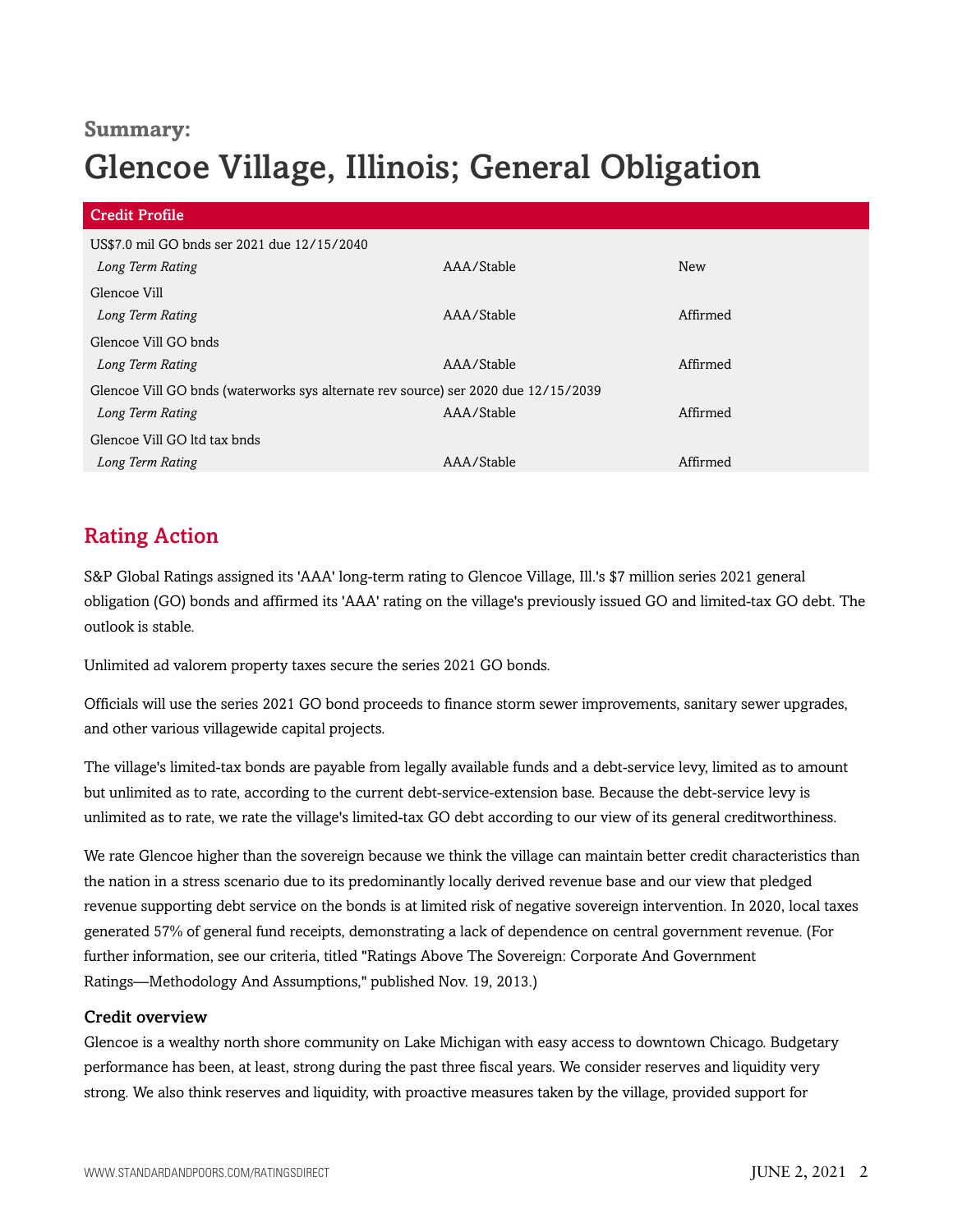**Summary:**

# Glencoe Village, Illinois; General Obligation

| Credit Profile | | |
|---|---|---|
| US$7.0 mil GO bnds ser 2021 due 12/15/2040 | | |
| *Long Term Rating* | AAA/Stable | New |
| Glencoe Vill | | |
| *Long Term Rating* | AAA/Stable | Affirmed |
| Glencoe Vill GO bnds | | |
| *Long Term Rating* | AAA/Stable | Affirmed |
| Glencoe Vill GO bnds (waterworks sys alternate rev source) ser 2020 due 12/15/2039 | | |
| *Long Term Rating* | AAA/Stable | Affirmed |
| Glencoe Vill GO ltd tax bnds | | |
| *Long Term Rating* | AAA/Stable | Affirmed |

## Rating Action

S&P Global Ratings assigned its 'AAA' long-term rating to Glencoe Village, Ill.'s $7 million series 2021 general obligation (GO) bonds and affirmed its 'AAA' rating on the village's previously issued GO and limited-tax GO debt. The outlook is stable.

Unlimited ad valorem property taxes secure the series 2021 GO bonds.

Officials will use the series 2021 GO bond proceeds to finance storm sewer improvements, sanitary sewer upgrades, and other various villagewide capital projects.

The village's limited-tax bonds are payable from legally available funds and a debt-service levy, limited as to amount but unlimited as to rate, according to the current debt-service-extension base. Because the debt-service levy is unlimited as to rate, we rate the village's limited-tax GO debt according to our view of its general creditworthiness.

We rate Glencoe higher than the sovereign because we think the village can maintain better credit characteristics than the nation in a stress scenario due to its predominantly locally derived revenue base and our view that pledged revenue supporting debt service on the bonds is at limited risk of negative sovereign intervention. In 2020, local taxes generated 57% of general fund receipts, demonstrating a lack of dependence on central government revenue. (For further information, see our criteria, titled "Ratings Above The Sovereign: Corporate And Government Ratings—Methodology And Assumptions," published Nov. 19, 2013.)

### Credit overview

Glencoe is a wealthy north shore community on Lake Michigan with easy access to downtown Chicago. Budgetary performance has been, at least, strong during the past three fiscal years. We consider reserves and liquidity very strong. We also think reserves and liquidity, with proactive measures taken by the village, provided support for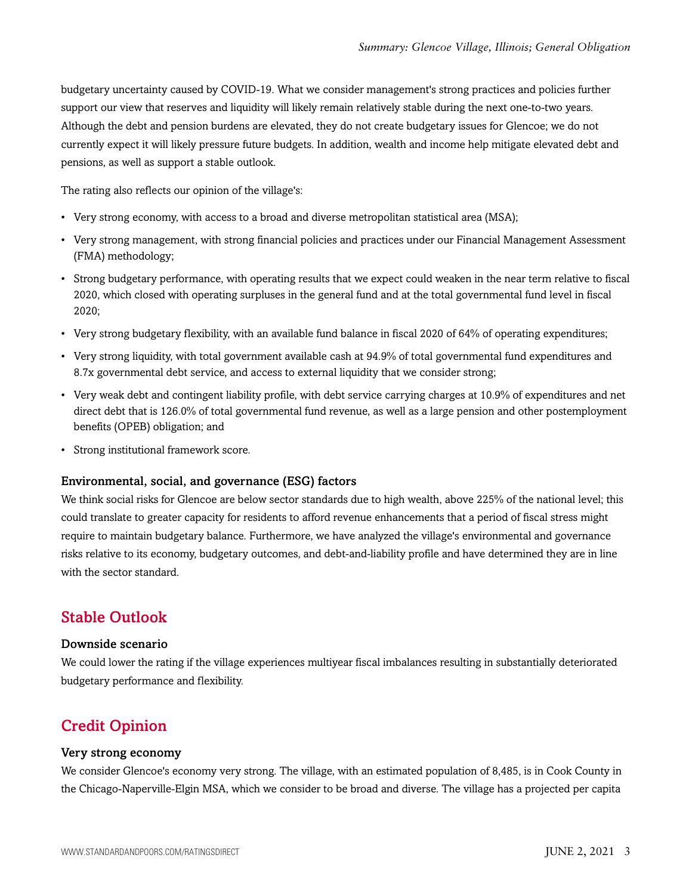budgetary uncertainty caused by COVID-19. What we consider management's strong practices and policies further support our view that reserves and liquidity will likely remain relatively stable during the next one-to-two years. Although the debt and pension burdens are elevated, they do not create budgetary issues for Glencoe; we do not currently expect it will likely pressure future budgets. In addition, wealth and income help mitigate elevated debt and pensions, as well as support a stable outlook.

The rating also reflects our opinion of the village's:

- Very strong economy, with access to a broad and diverse metropolitan statistical area (MSA);
- Very strong management, with strong financial policies and practices under our Financial Management Assessment (FMA) methodology;
- Strong budgetary performance, with operating results that we expect could weaken in the near term relative to fiscal 2020, which closed with operating surpluses in the general fund and at the total governmental fund level in fiscal 2020;
- Very strong budgetary flexibility, with an available fund balance in fiscal 2020 of 64% of operating expenditures;
- Very strong liquidity, with total government available cash at 94.9% of total governmental fund expenditures and 8.7x governmental debt service, and access to external liquidity that we consider strong;
- Very weak debt and contingent liability profile, with debt service carrying charges at 10.9% of expenditures and net direct debt that is 126.0% of total governmental fund revenue, as well as a large pension and other postemployment benefits (OPEB) obligation; and
- Strong institutional framework score.

### Environmental, social, and governance (ESG) factors

We think social risks for Glencoe are below sector standards due to high wealth, above 225% of the national level; this could translate to greater capacity for residents to afford revenue enhancements that a period of fiscal stress might require to maintain budgetary balance. Furthermore, we have analyzed the village's environmental and governance risks relative to its economy, budgetary outcomes, and debt-and-liability profile and have determined they are in line with the sector standard.

## Stable Outlook

### Downside scenario

We could lower the rating if the village experiences multiyear fiscal imbalances resulting in substantially deteriorated budgetary performance and flexibility.

## Credit Opinion

### Very strong economy

We consider Glencoe's economy very strong. The village, with an estimated population of 8,485, is in Cook County in the Chicago-Naperville-Elgin MSA, which we consider to be broad and diverse. The village has a projected per capita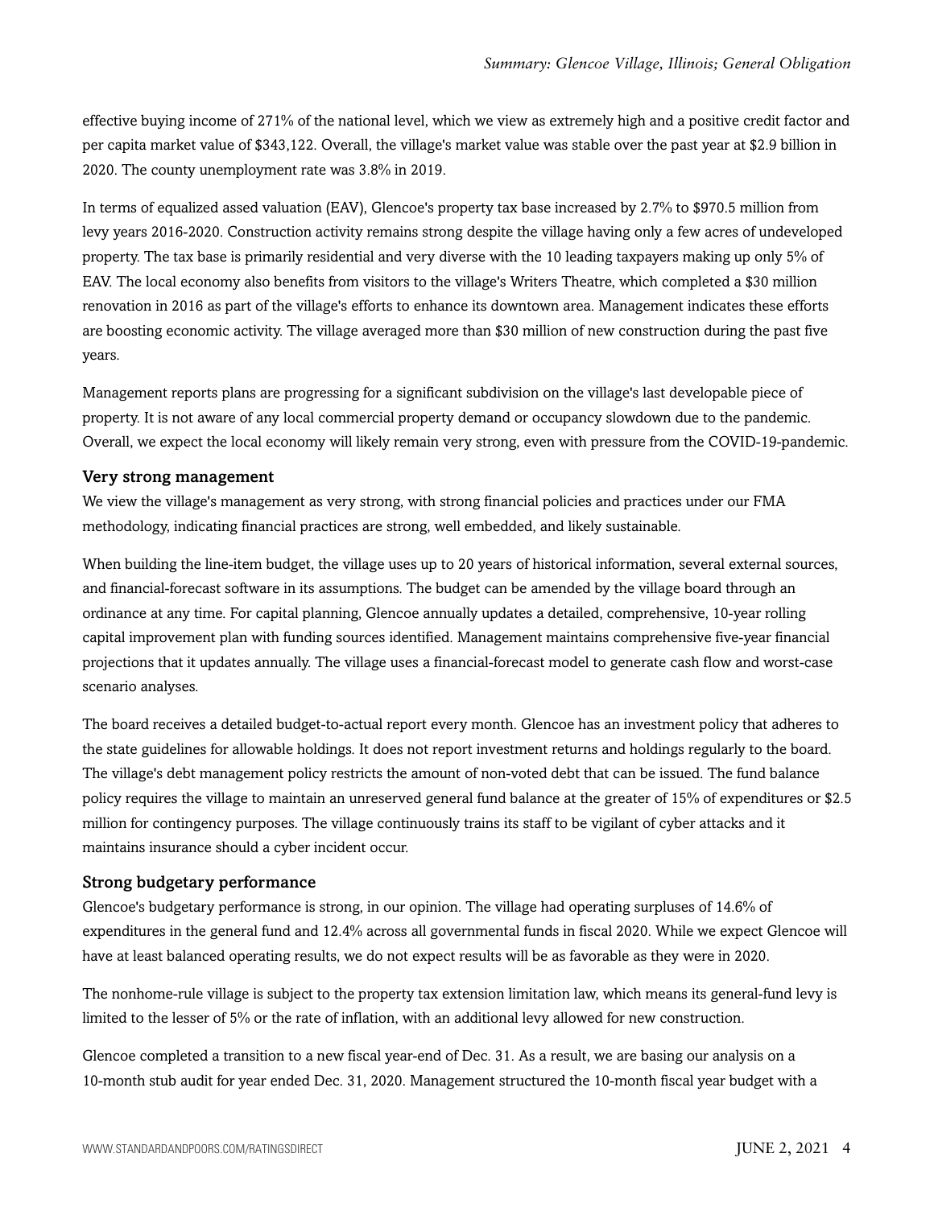effective buying income of 271% of the national level, which we view as extremely high and a positive credit factor and per capita market value of $343,122. Overall, the village's market value was stable over the past year at $2.9 billion in 2020. The county unemployment rate was 3.8% in 2019.

In terms of equalized assed valuation (EAV), Glencoe's property tax base increased by 2.7% to $970.5 million from levy years 2016-2020. Construction activity remains strong despite the village having only a few acres of undeveloped property. The tax base is primarily residential and very diverse with the 10 leading taxpayers making up only 5% of EAV. The local economy also benefits from visitors to the village's Writers Theatre, which completed a $30 million renovation in 2016 as part of the village's efforts to enhance its downtown area. Management indicates these efforts are boosting economic activity. The village averaged more than $30 million of new construction during the past five years.

Management reports plans are progressing for a significant subdivision on the village's last developable piece of property. It is not aware of any local commercial property demand or occupancy slowdown due to the pandemic. Overall, we expect the local economy will likely remain very strong, even with pressure from the COVID-19-pandemic.

### Very strong management

We view the village's management as very strong, with strong financial policies and practices under our FMA methodology, indicating financial practices are strong, well embedded, and likely sustainable.

When building the line-item budget, the village uses up to 20 years of historical information, several external sources, and financial-forecast software in its assumptions. The budget can be amended by the village board through an ordinance at any time. For capital planning, Glencoe annually updates a detailed, comprehensive, 10-year rolling capital improvement plan with funding sources identified. Management maintains comprehensive five-year financial projections that it updates annually. The village uses a financial-forecast model to generate cash flow and worst-case scenario analyses.

The board receives a detailed budget-to-actual report every month. Glencoe has an investment policy that adheres to the state guidelines for allowable holdings. It does not report investment returns and holdings regularly to the board. The village's debt management policy restricts the amount of non-voted debt that can be issued. The fund balance policy requires the village to maintain an unreserved general fund balance at the greater of 15% of expenditures or $2.5 million for contingency purposes. The village continuously trains its staff to be vigilant of cyber attacks and it maintains insurance should a cyber incident occur.

### Strong budgetary performance

Glencoe's budgetary performance is strong, in our opinion. The village had operating surpluses of 14.6% of expenditures in the general fund and 12.4% across all governmental funds in fiscal 2020. While we expect Glencoe will have at least balanced operating results, we do not expect results will be as favorable as they were in 2020.

The nonhome-rule village is subject to the property tax extension limitation law, which means its general-fund levy is limited to the lesser of 5% or the rate of inflation, with an additional levy allowed for new construction.

Glencoe completed a transition to a new fiscal year-end of Dec. 31. As a result, we are basing our analysis on a 10-month stub audit for year ended Dec. 31, 2020. Management structured the 10-month fiscal year budget with a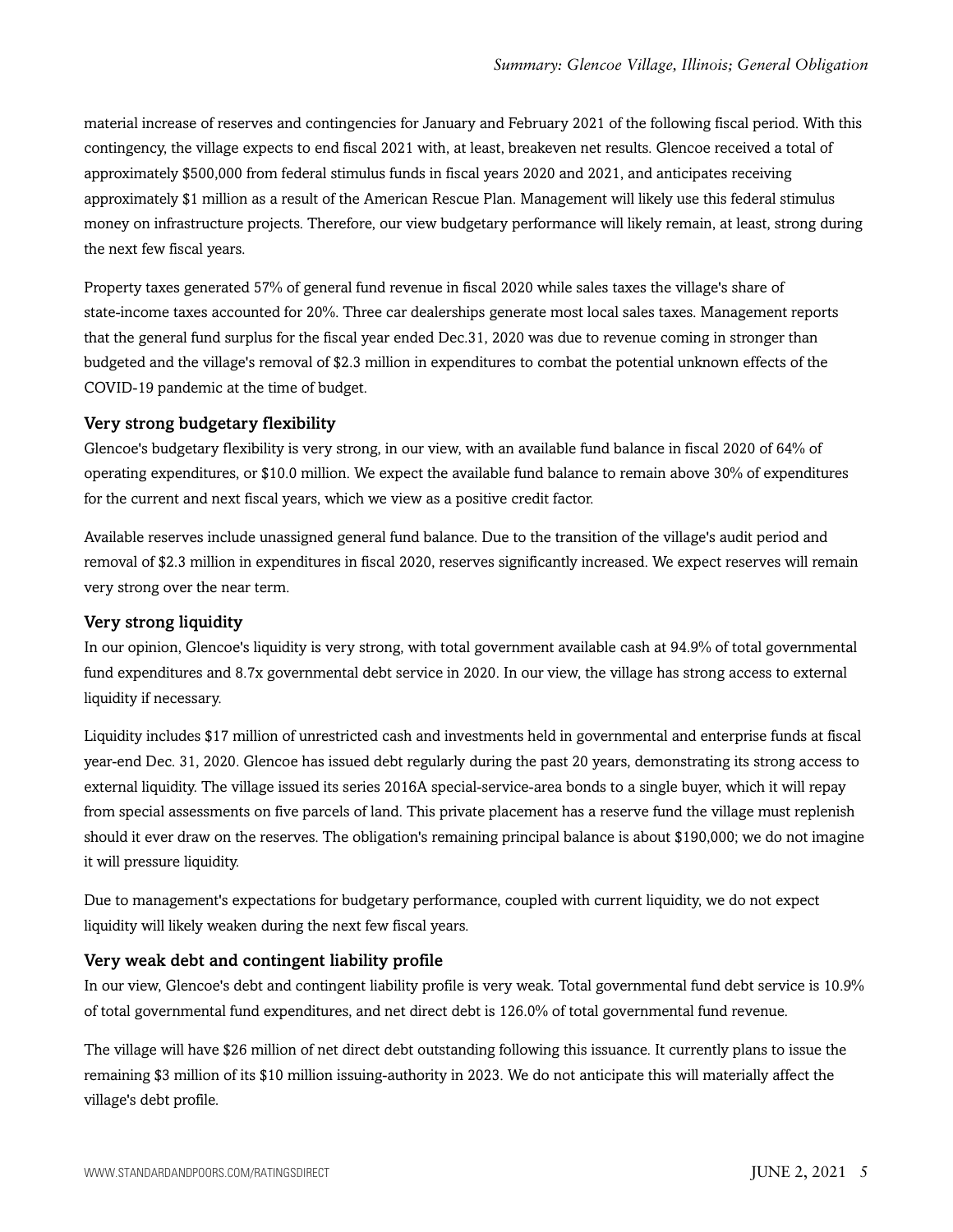material increase of reserves and contingencies for January and February 2021 of the following fiscal period. With this contingency, the village expects to end fiscal 2021 with, at least, breakeven net results. Glencoe received a total of approximately $500,000 from federal stimulus funds in fiscal years 2020 and 2021, and anticipates receiving approximately $1 million as a result of the American Rescue Plan. Management will likely use this federal stimulus money on infrastructure projects. Therefore, our view budgetary performance will likely remain, at least, strong during the next few fiscal years.

Property taxes generated 57% of general fund revenue in fiscal 2020 while sales taxes the village's share of state-income taxes accounted for 20%. Three car dealerships generate most local sales taxes. Management reports that the general fund surplus for the fiscal year ended Dec.31, 2020 was due to revenue coming in stronger than budgeted and the village's removal of $2.3 million in expenditures to combat the potential unknown effects of the COVID-19 pandemic at the time of budget.

### Very strong budgetary flexibility

Glencoe's budgetary flexibility is very strong, in our view, with an available fund balance in fiscal 2020 of 64% of operating expenditures, or $10.0 million. We expect the available fund balance to remain above 30% of expenditures for the current and next fiscal years, which we view as a positive credit factor.

Available reserves include unassigned general fund balance. Due to the transition of the village's audit period and removal of $2.3 million in expenditures in fiscal 2020, reserves significantly increased. We expect reserves will remain very strong over the near term.

### Very strong liquidity

In our opinion, Glencoe's liquidity is very strong, with total government available cash at 94.9% of total governmental fund expenditures and 8.7x governmental debt service in 2020. In our view, the village has strong access to external liquidity if necessary.

Liquidity includes $17 million of unrestricted cash and investments held in governmental and enterprise funds at fiscal year-end Dec. 31, 2020. Glencoe has issued debt regularly during the past 20 years, demonstrating its strong access to external liquidity. The village issued its series 2016A special-service-area bonds to a single buyer, which it will repay from special assessments on five parcels of land. This private placement has a reserve fund the village must replenish should it ever draw on the reserves. The obligation's remaining principal balance is about $190,000; we do not imagine it will pressure liquidity.

Due to management's expectations for budgetary performance, coupled with current liquidity, we do not expect liquidity will likely weaken during the next few fiscal years.

### Very weak debt and contingent liability profile

In our view, Glencoe's debt and contingent liability profile is very weak. Total governmental fund debt service is 10.9% of total governmental fund expenditures, and net direct debt is 126.0% of total governmental fund revenue.

The village will have $26 million of net direct debt outstanding following this issuance. It currently plans to issue the remaining $3 million of its $10 million issuing-authority in 2023. We do not anticipate this will materially affect the village's debt profile.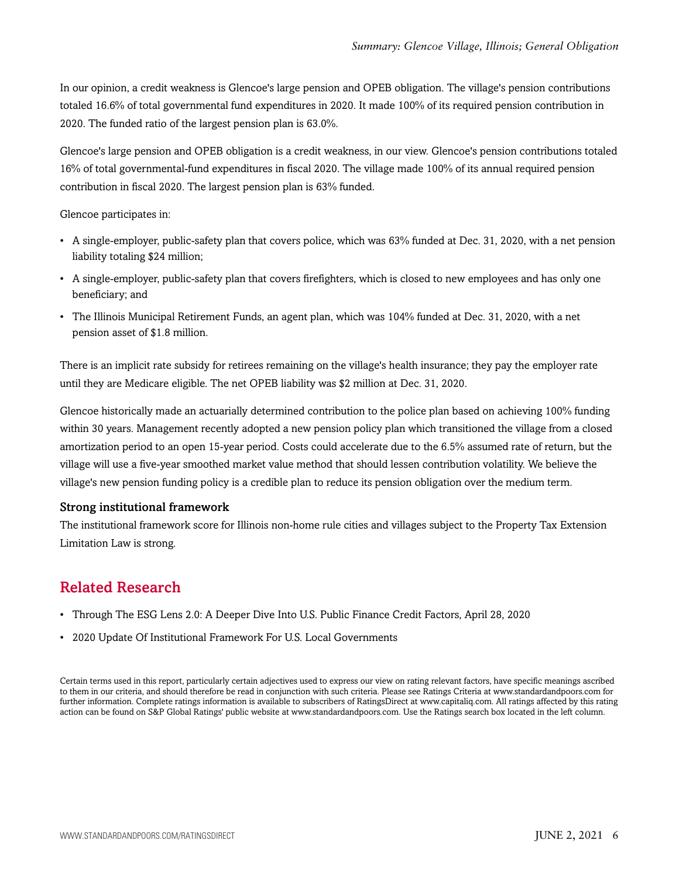In our opinion, a credit weakness is Glencoe's large pension and OPEB obligation. The village's pension contributions totaled 16.6% of total governmental fund expenditures in 2020. It made 100% of its required pension contribution in 2020. The funded ratio of the largest pension plan is 63.0%.

Glencoe's large pension and OPEB obligation is a credit weakness, in our view. Glencoe's pension contributions totaled 16% of total governmental-fund expenditures in fiscal 2020. The village made 100% of its annual required pension contribution in fiscal 2020. The largest pension plan is 63% funded.

Glencoe participates in:

- A single-employer, public-safety plan that covers police, which was 63% funded at Dec. 31, 2020, with a net pension liability totaling $24 million;
- A single-employer, public-safety plan that covers firefighters, which is closed to new employees and has only one beneficiary; and
- The Illinois Municipal Retirement Funds, an agent plan, which was 104% funded at Dec. 31, 2020, with a net pension asset of $1.8 million.

There is an implicit rate subsidy for retirees remaining on the village's health insurance; they pay the employer rate until they are Medicare eligible. The net OPEB liability was $2 million at Dec. 31, 2020.

Glencoe historically made an actuarially determined contribution to the police plan based on achieving 100% funding within 30 years. Management recently adopted a new pension policy plan which transitioned the village from a closed amortization period to an open 15-year period. Costs could accelerate due to the 6.5% assumed rate of return, but the village will use a five-year smoothed market value method that should lessen contribution volatility. We believe the village's new pension funding policy is a credible plan to reduce its pension obligation over the medium term.

### Strong institutional framework

The institutional framework score for Illinois non-home rule cities and villages subject to the Property Tax Extension Limitation Law is strong.

## Related Research

- Through The ESG Lens 2.0: A Deeper Dive Into U.S. Public Finance Credit Factors, April 28, 2020
- 2020 Update Of Institutional Framework For U.S. Local Governments

Certain terms used in this report, particularly certain adjectives used to express our view on rating relevant factors, have specific meanings ascribed to them in our criteria, and should therefore be read in conjunction with such criteria. Please see Ratings Criteria at www.standardandpoors.com for further information. Complete ratings information is available to subscribers of RatingsDirect at www.capitaliq.com. All ratings affected by this rating action can be found on S&P Global Ratings' public website at www.standardandpoors.com. Use the Ratings search box located in the left column.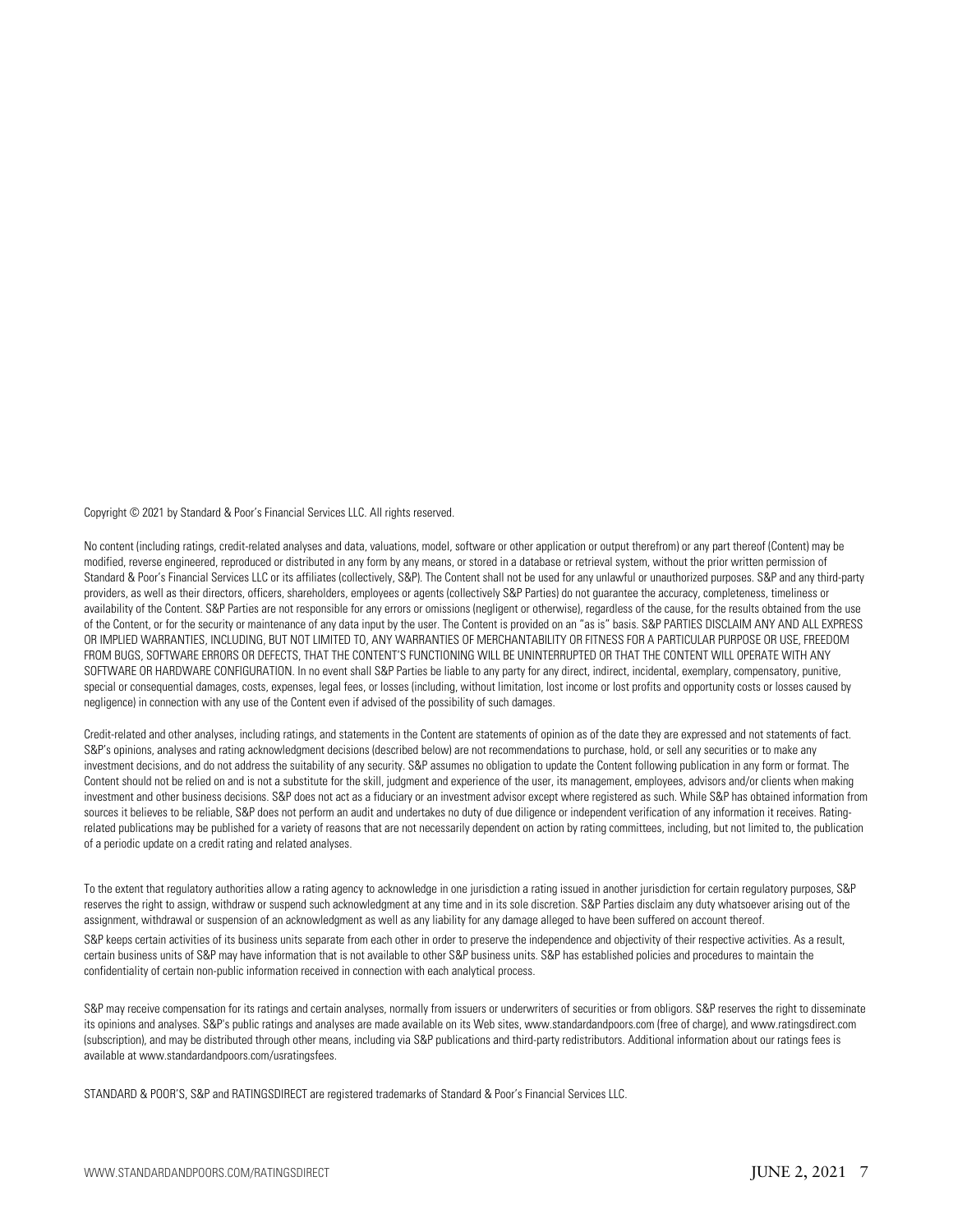Copyright © 2021 by Standard & Poor's Financial Services LLC. All rights reserved.

No content (including ratings, credit-related analyses and data, valuations, model, software or other application or output therefrom) or any part thereof (Content) may be modified, reverse engineered, reproduced or distributed in any form by any means, or stored in a database or retrieval system, without the prior written permission of Standard & Poor's Financial Services LLC or its affiliates (collectively, S&P). The Content shall not be used for any unlawful or unauthorized purposes. S&P and any third-party providers, as well as their directors, officers, shareholders, employees or agents (collectively S&P Parties) do not guarantee the accuracy, completeness, timeliness or availability of the Content. S&P Parties are not responsible for any errors or omissions (negligent or otherwise), regardless of the cause, for the results obtained from the use of the Content, or for the security or maintenance of any data input by the user. The Content is provided on an "as is" basis. S&P PARTIES DISCLAIM ANY AND ALL EXPRESS OR IMPLIED WARRANTIES, INCLUDING, BUT NOT LIMITED TO, ANY WARRANTIES OF MERCHANTABILITY OR FITNESS FOR A PARTICULAR PURPOSE OR USE, FREEDOM FROM BUGS, SOFTWARE ERRORS OR DEFECTS, THAT THE CONTENT'S FUNCTIONING WILL BE UNINTERRUPTED OR THAT THE CONTENT WILL OPERATE WITH ANY SOFTWARE OR HARDWARE CONFIGURATION. In no event shall S&P Parties be liable to any party for any direct, indirect, incidental, exemplary, compensatory, punitive, special or consequential damages, costs, expenses, legal fees, or losses (including, without limitation, lost income or lost profits and opportunity costs or losses caused by negligence) in connection with any use of the Content even if advised of the possibility of such damages.

Credit-related and other analyses, including ratings, and statements in the Content are statements of opinion as of the date they are expressed and not statements of fact. S&P's opinions, analyses and rating acknowledgment decisions (described below) are not recommendations to purchase, hold, or sell any securities or to make any investment decisions, and do not address the suitability of any security. S&P assumes no obligation to update the Content following publication in any form or format. The Content should not be relied on and is not a substitute for the skill, judgment and experience of the user, its management, employees, advisors and/or clients when making investment and other business decisions. S&P does not act as a fiduciary or an investment advisor except where registered as such. While S&P has obtained information from sources it believes to be reliable, S&P does not perform an audit and undertakes no duty of due diligence or independent verification of any information it receives. Rating-related publications may be published for a variety of reasons that are not necessarily dependent on action by rating committees, including, but not limited to, the publication of a periodic update on a credit rating and related analyses.

To the extent that regulatory authorities allow a rating agency to acknowledge in one jurisdiction a rating issued in another jurisdiction for certain regulatory purposes, S&P reserves the right to assign, withdraw or suspend such acknowledgment at any time and in its sole discretion. S&P Parties disclaim any duty whatsoever arising out of the assignment, withdrawal or suspension of an acknowledgment as well as any liability for any damage alleged to have been suffered on account thereof.

S&P keeps certain activities of its business units separate from each other in order to preserve the independence and objectivity of their respective activities. As a result, certain business units of S&P may have information that is not available to other S&P business units. S&P has established policies and procedures to maintain the confidentiality of certain non-public information received in connection with each analytical process.

S&P may receive compensation for its ratings and certain analyses, normally from issuers or underwriters of securities or from obligors. S&P reserves the right to disseminate its opinions and analyses. S&P's public ratings and analyses are made available on its Web sites, www.standardandpoors.com (free of charge), and www.ratingsdirect.com (subscription), and may be distributed through other means, including via S&P publications and third-party redistributors. Additional information about our ratings fees is available at www.standardandpoors.com/usratingsfees.

STANDARD & POOR'S, S&P and RATINGSDIRECT are registered trademarks of Standard & Poor's Financial Services LLC.